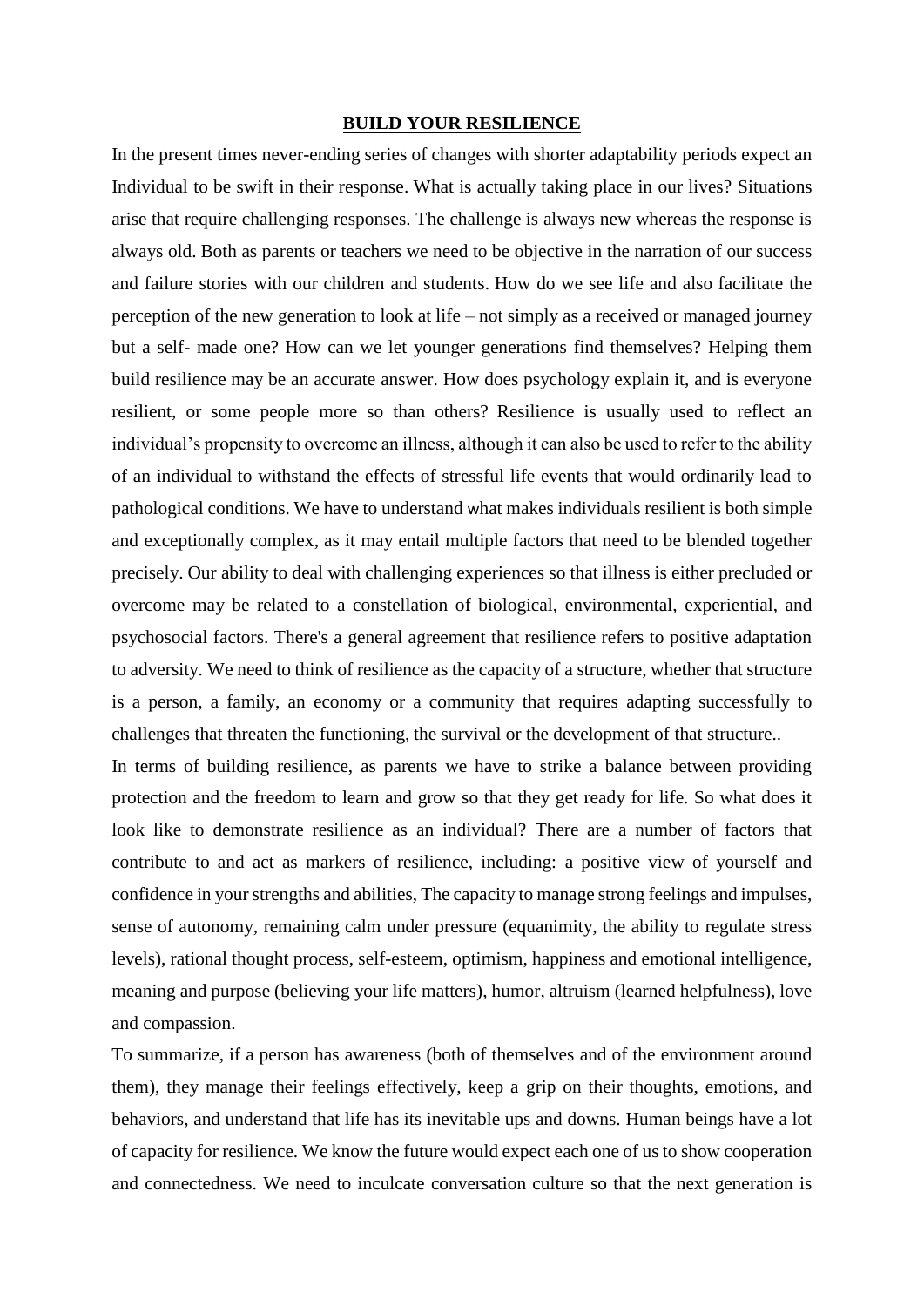## BUILD YOUR RESILIENCE

In the present times never-ending series of changes with shorter adaptability periods expect an Individual to be swift in their response. What is actually taking place in our lives? Situations arise that require challenging responses. The challenge is always new whereas the response is always old. Both as parents or teachers we need to be objective in the narration of our success and failure stories with our children and students. How do we see life and also facilitate the perception of the new generation to look at life – not simply as a received or managed journey but a self- made one? How can we let younger generations find themselves? Helping them build resilience may be an accurate answer. How does psychology explain it, and is everyone resilient, or some people more so than others? Resilience is usually used to reflect an individual's propensity to overcome an illness, although it can also be used to refer to the ability of an individual to withstand the effects of stressful life events that would ordinarily lead to pathological conditions. We have to understand what makes individuals resilient is both simple and exceptionally complex, as it may entail multiple factors that need to be blended together precisely. Our ability to deal with challenging experiences so that illness is either precluded or overcome may be related to a constellation of biological, environmental, experiential, and psychosocial factors. There's a general agreement that resilience refers to positive adaptation to adversity. We need to think of resilience as the capacity of a structure, whether that structure is a person, a family, an economy or a community that requires adapting successfully to challenges that threaten the functioning, the survival or the development of that structure..

In terms of building resilience, as parents we have to strike a balance between providing protection and the freedom to learn and grow so that they get ready for life. So what does it look like to demonstrate resilience as an individual? There are a number of factors that contribute to and act as markers of resilience, including: a positive view of yourself and confidence in your strengths and abilities, The capacity to manage strong feelings and impulses, sense of autonomy, remaining calm under pressure (equanimity, the ability to regulate stress levels), rational thought process, self-esteem, optimism, happiness and emotional intelligence, meaning and purpose (believing your life matters), humor, altruism (learned helpfulness), love and compassion.

To summarize, if a person has awareness (both of themselves and of the environment around them), they manage their feelings effectively, keep a grip on their thoughts, emotions, and behaviors, and understand that life has its inevitable ups and downs. Human beings have a lot of capacity for resilience. We know the future would expect each one of us to show cooperation and connectedness. We need to inculcate conversation culture so that the next generation is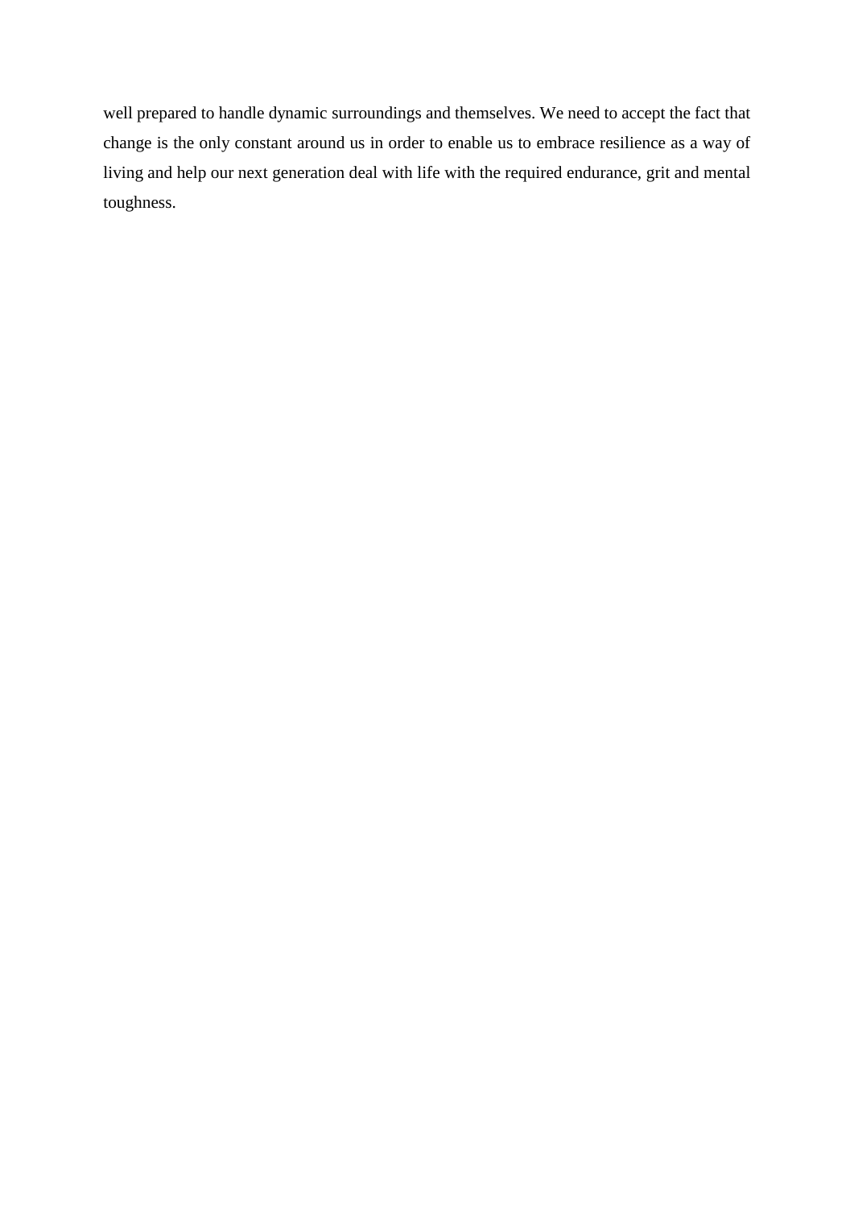well prepared to handle dynamic surroundings and themselves. We need to accept the fact that change is the only constant around us in order to enable us to embrace resilience as a way of living and help our next generation deal with life with the required endurance, grit and mental toughness.